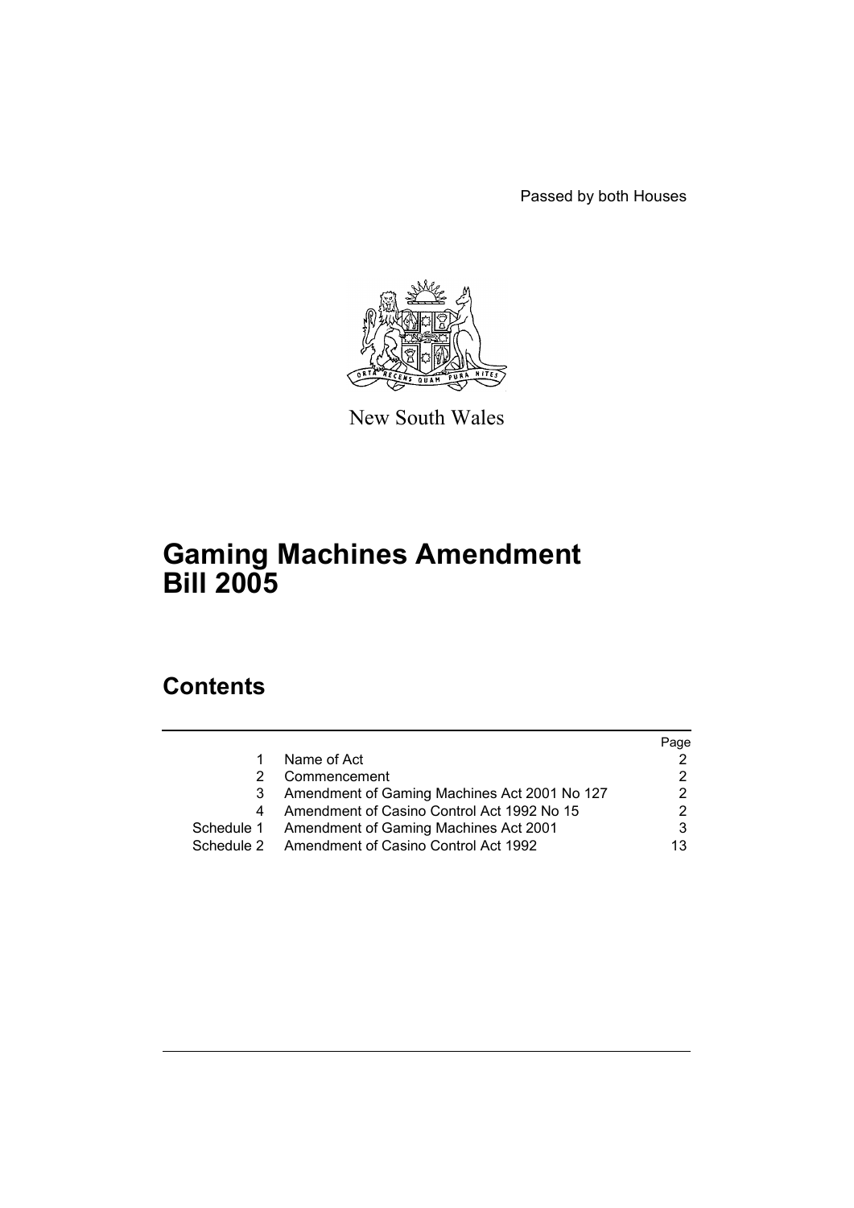Passed by both Houses

New South Wales

# Gaming Machines Amendment Bill 2005

## Contents

| | | Page |
|---|---|---|
| 1 | Name of Act | 2 |
| 2 | Commencement | 2 |
| 3 | Amendment of Gaming Machines Act 2001 No 127 | 2 |
| 4 | Amendment of Casino Control Act 1992 No 15 | 2 |
| Schedule 1 | Amendment of Gaming Machines Act 2001 | 3 |
| Schedule 2 | Amendment of Casino Control Act 1992 | 13 |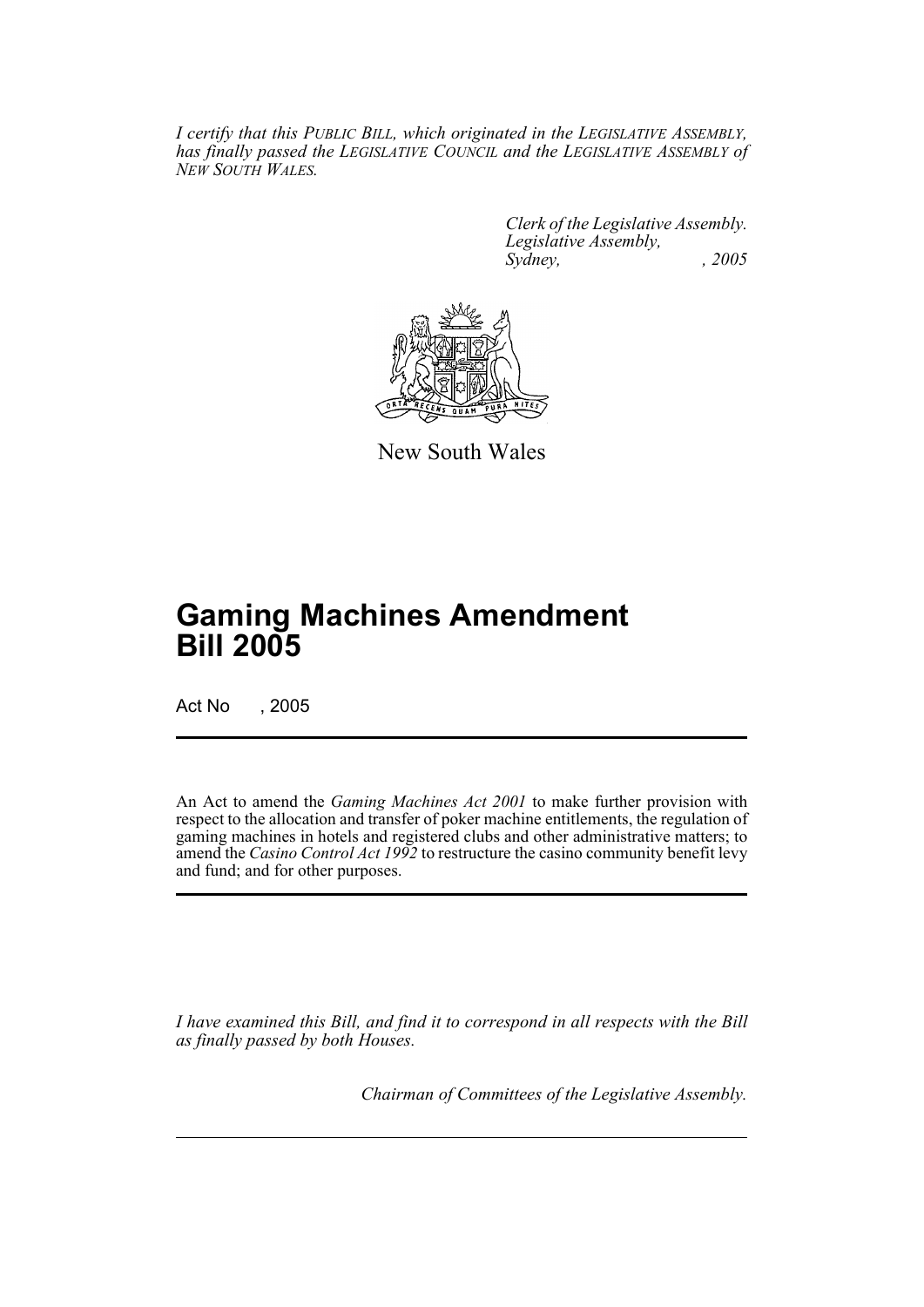*I certify that this PUBLIC BILL, which originated in the LEGISLATIVE ASSEMBLY, has finally passed the LEGISLATIVE COUNCIL and the LEGISLATIVE ASSEMBLY of NEW SOUTH WALES.*

*Clerk of the Legislative Assembly.*
*Legislative Assembly,*
*Sydney, , 2005*

New South Wales

# Gaming Machines Amendment Bill 2005

Act No , 2005

An Act to amend the *Gaming Machines Act 2001* to make further provision with respect to the allocation and transfer of poker machine entitlements, the regulation of gaming machines in hotels and registered clubs and other administrative matters; to amend the *Casino Control Act 1992* to restructure the casino community benefit levy and fund; and for other purposes.

*I have examined this Bill, and find it to correspond in all respects with the Bill as finally passed by both Houses.*

*Chairman of Committees of the Legislative Assembly.*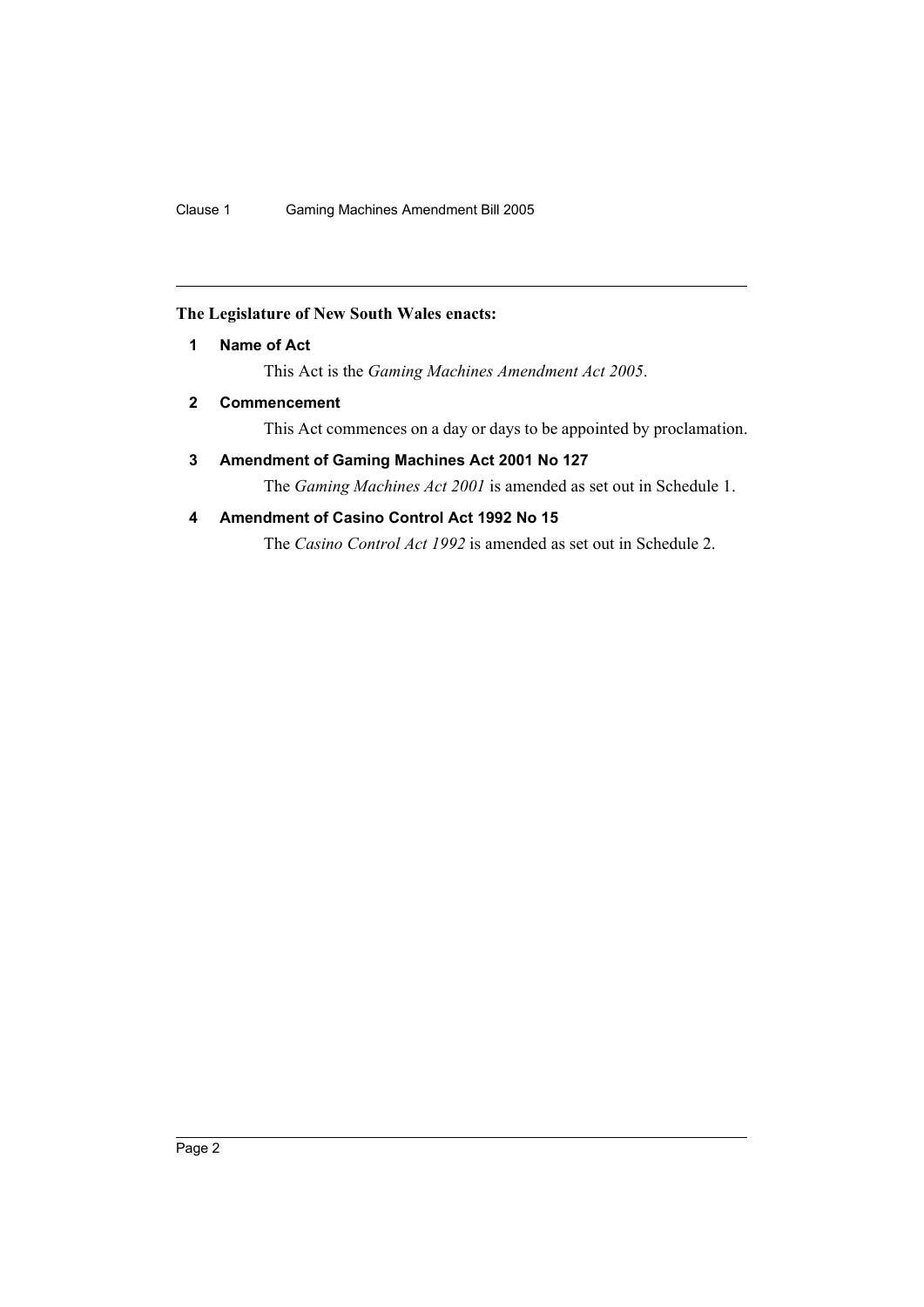**The Legislature of New South Wales enacts:**

### 1 Name of Act

This Act is the *Gaming Machines Amendment Act 2005*.

### 2 Commencement

This Act commences on a day or days to be appointed by proclamation.

### 3 Amendment of Gaming Machines Act 2001 No 127

The *Gaming Machines Act 2001* is amended as set out in Schedule 1.

### 4 Amendment of Casino Control Act 1992 No 15

The *Casino Control Act 1992* is amended as set out in Schedule 2.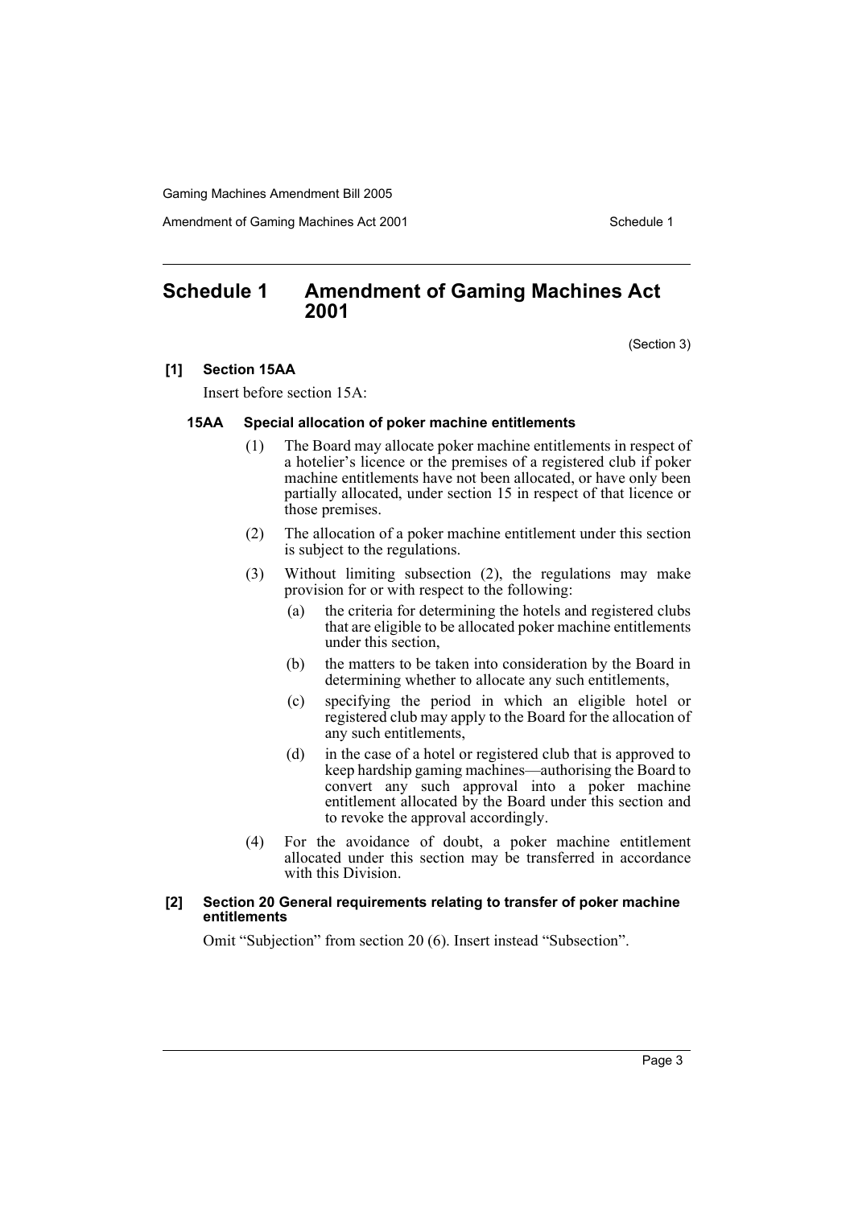# Schedule 1 Amendment of Gaming Machines Act 2001

(Section 3)

### [1] Section 15AA

Insert before section 15A:

#### 15AA Special allocation of poker machine entitlements

(1) The Board may allocate poker machine entitlements in respect of a hotelier's licence or the premises of a registered club if poker machine entitlements have not been allocated, or have only been partially allocated, under section 15 in respect of that licence or those premises.

(2) The allocation of a poker machine entitlement under this section is subject to the regulations.

(3) Without limiting subsection (2), the regulations may make provision for or with respect to the following:

- (a) the criteria for determining the hotels and registered clubs that are eligible to be allocated poker machine entitlements under this section,
- (b) the matters to be taken into consideration by the Board in determining whether to allocate any such entitlements,
- (c) specifying the period in which an eligible hotel or registered club may apply to the Board for the allocation of any such entitlements,
- (d) in the case of a hotel or registered club that is approved to keep hardship gaming machines—authorising the Board to convert any such approval into a poker machine entitlement allocated by the Board under this section and to revoke the approval accordingly.

(4) For the avoidance of doubt, a poker machine entitlement allocated under this section may be transferred in accordance with this Division.

### [2] Section 20 General requirements relating to transfer of poker machine entitlements

Omit "Subjection" from section 20 (6). Insert instead "Subsection".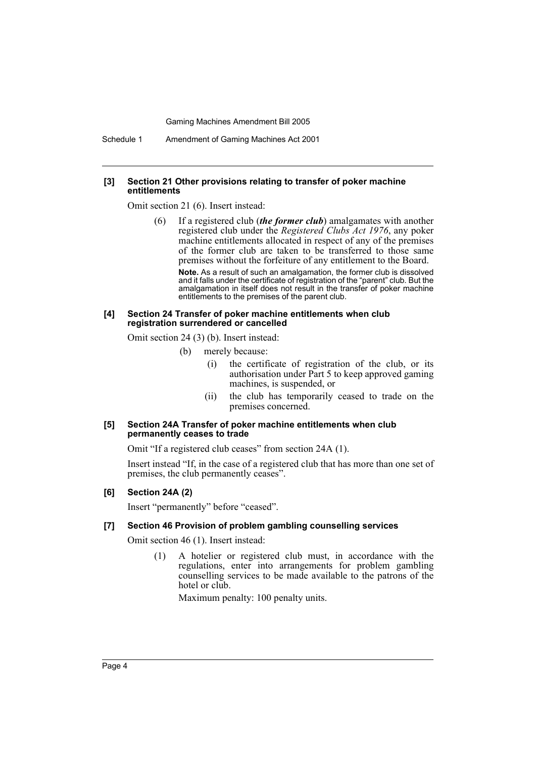#### [3] Section 21 Other provisions relating to transfer of poker machine entitlements

Omit section 21 (6). Insert instead:

> (6) If a registered club (***the former club***) amalgamates with another registered club under the *Registered Clubs Act 1976*, any poker machine entitlements allocated in respect of any of the premises of the former club are taken to be transferred to those same premises without the forfeiture of any entitlement to the Board.
>
> **Note.** As a result of such an amalgamation, the former club is dissolved and it falls under the certificate of registration of the "parent" club. But the amalgamation in itself does not result in the transfer of poker machine entitlements to the premises of the parent club.

#### [4] Section 24 Transfer of poker machine entitlements when club registration surrendered or cancelled

Omit section 24 (3) (b). Insert instead:

> (b) merely because:
>
> (i) the certificate of registration of the club, or its authorisation under Part 5 to keep approved gaming machines, is suspended, or
>
> (ii) the club has temporarily ceased to trade on the premises concerned.

#### [5] Section 24A Transfer of poker machine entitlements when club permanently ceases to trade

Omit "If a registered club ceases" from section 24A (1).

Insert instead "If, in the case of a registered club that has more than one set of premises, the club permanently ceases".

#### [6] Section 24A (2)

Insert "permanently" before "ceased".

#### [7] Section 46 Provision of problem gambling counselling services

Omit section 46 (1). Insert instead:

> (1) A hotelier or registered club must, in accordance with the regulations, enter into arrangements for problem gambling counselling services to be made available to the patrons of the hotel or club.
>
> Maximum penalty: 100 penalty units.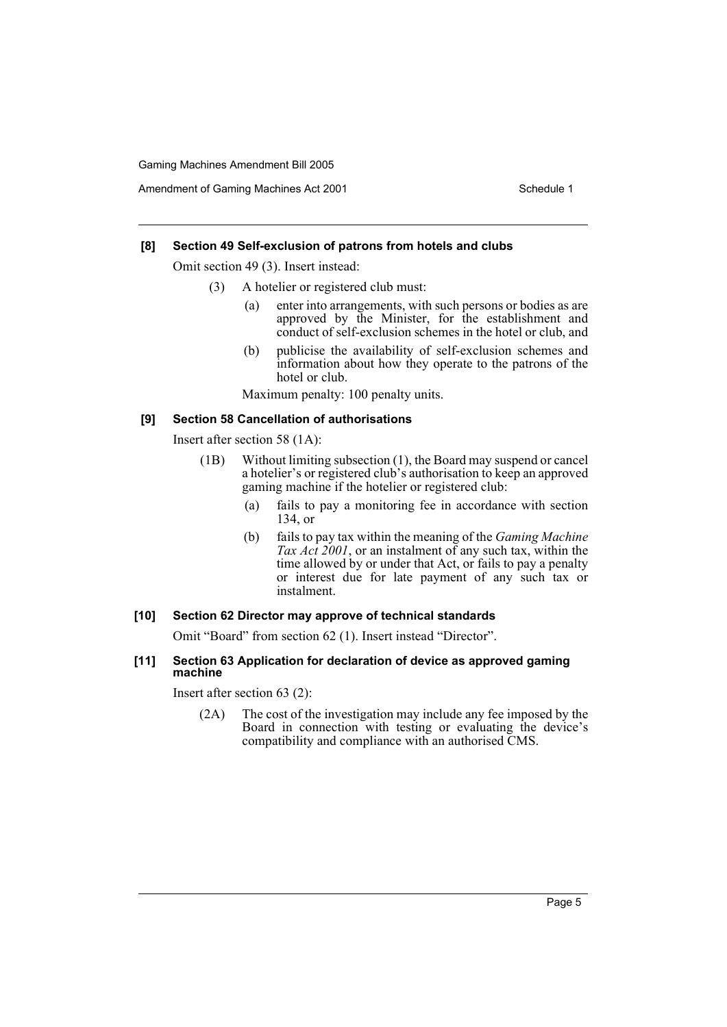**[8] Section 49 Self-exclusion of patrons from hotels and clubs**

Omit section 49 (3). Insert instead:

(3) A hotelier or registered club must:

(a) enter into arrangements, with such persons or bodies as are approved by the Minister, for the establishment and conduct of self-exclusion schemes in the hotel or club, and

(b) publicise the availability of self-exclusion schemes and information about how they operate to the patrons of the hotel or club.

Maximum penalty: 100 penalty units.

**[9] Section 58 Cancellation of authorisations**

Insert after section 58 (1A):

(1B) Without limiting subsection (1), the Board may suspend or cancel a hotelier's or registered club's authorisation to keep an approved gaming machine if the hotelier or registered club:

(a) fails to pay a monitoring fee in accordance with section 134, or

(b) fails to pay tax within the meaning of the *Gaming Machine Tax Act 2001*, or an instalment of any such tax, within the time allowed by or under that Act, or fails to pay a penalty or interest due for late payment of any such tax or instalment.

**[10] Section 62 Director may approve of technical standards**

Omit "Board" from section 62 (1). Insert instead "Director".

**[11] Section 63 Application for declaration of device as approved gaming machine**

Insert after section 63 (2):

(2A) The cost of the investigation may include any fee imposed by the Board in connection with testing or evaluating the device's compatibility and compliance with an authorised CMS.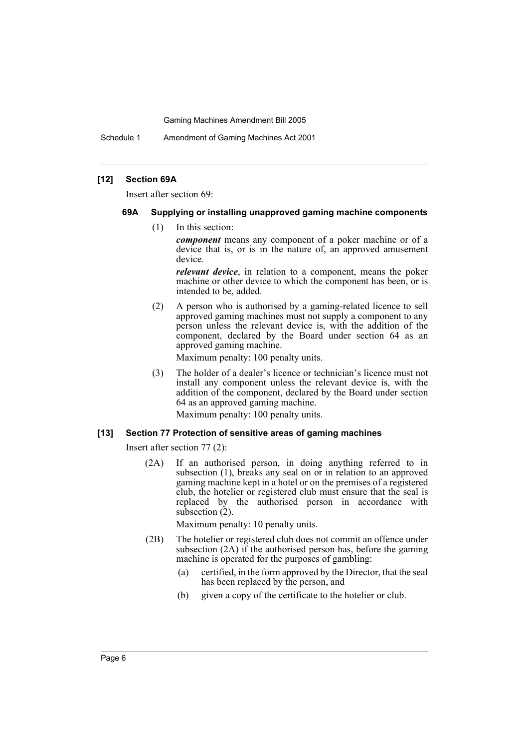### [12] Section 69A

Insert after section 69:

#### 69A Supplying or installing unapproved gaming machine components

(1) In this section:

***component*** means any component of a poker machine or of a device that is, or is in the nature of, an approved amusement device.

***relevant device***, in relation to a component, means the poker machine or other device to which the component has been, or is intended to be, added.

(2) A person who is authorised by a gaming-related licence to sell approved gaming machines must not supply a component to any person unless the relevant device is, with the addition of the component, declared by the Board under section 64 as an approved gaming machine.

Maximum penalty: 100 penalty units.

(3) The holder of a dealer's licence or technician's licence must not install any component unless the relevant device is, with the addition of the component, declared by the Board under section 64 as an approved gaming machine.

Maximum penalty: 100 penalty units.

### [13] Section 77 Protection of sensitive areas of gaming machines

Insert after section 77 (2):

(2A) If an authorised person, in doing anything referred to in subsection (1), breaks any seal on or in relation to an approved gaming machine kept in a hotel or on the premises of a registered club, the hotelier or registered club must ensure that the seal is replaced by the authorised person in accordance with subsection (2).

Maximum penalty: 10 penalty units.

(2B) The hotelier or registered club does not commit an offence under subsection (2A) if the authorised person has, before the gaming machine is operated for the purposes of gambling:

(a) certified, in the form approved by the Director, that the seal has been replaced by the person, and

(b) given a copy of the certificate to the hotelier or club.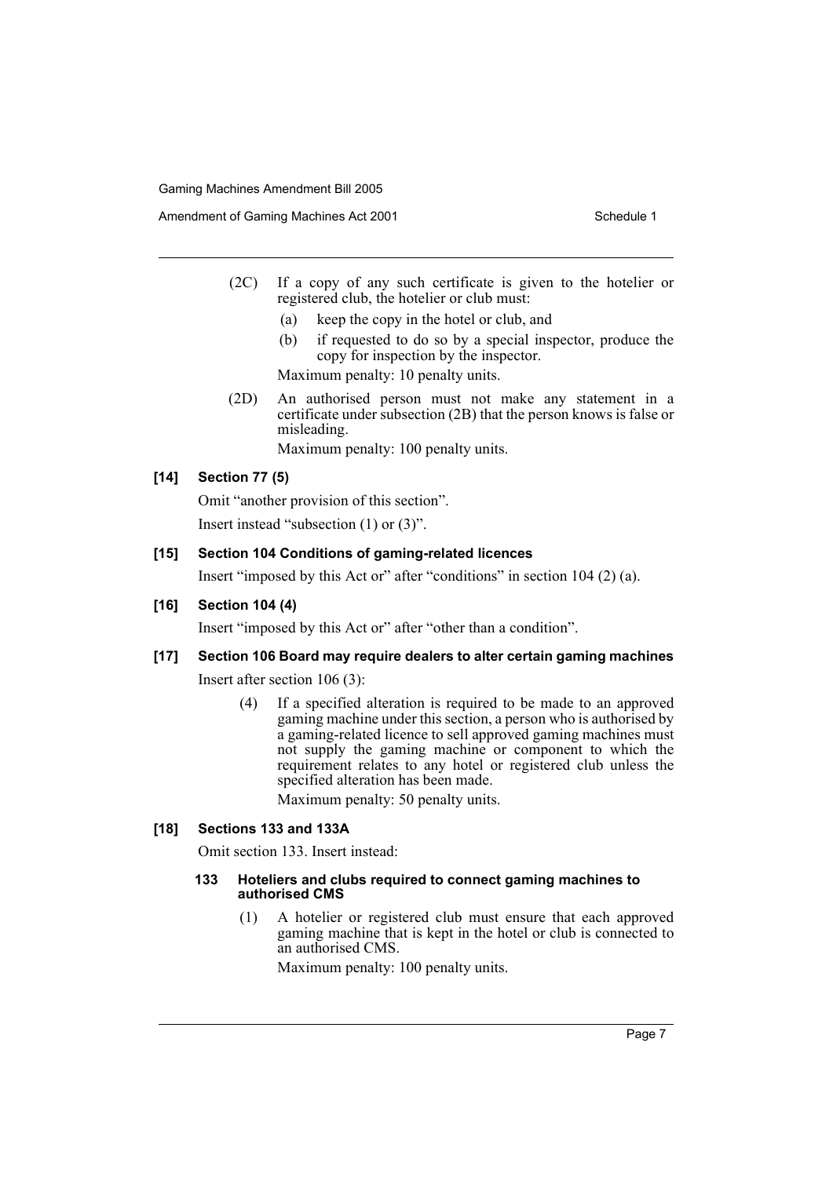(2C) If a copy of any such certificate is given to the hotelier or registered club, the hotelier or club must:

(a) keep the copy in the hotel or club, and

(b) if requested to do so by a special inspector, produce the copy for inspection by the inspector.

Maximum penalty: 10 penalty units.

(2D) An authorised person must not make any statement in a certificate under subsection (2B) that the person knows is false or misleading.

Maximum penalty: 100 penalty units.

### [14] Section 77 (5)

Omit "another provision of this section".

Insert instead "subsection (1) or (3)".

### [15] Section 104 Conditions of gaming-related licences

Insert "imposed by this Act or" after "conditions" in section 104 (2) (a).

### [16] Section 104 (4)

Insert "imposed by this Act or" after "other than a condition".

### [17] Section 106 Board may require dealers to alter certain gaming machines

Insert after section 106 (3):

(4) If a specified alteration is required to be made to an approved gaming machine under this section, a person who is authorised by a gaming-related licence to sell approved gaming machines must not supply the gaming machine or component to which the requirement relates to any hotel or registered club unless the specified alteration has been made.

Maximum penalty: 50 penalty units.

### [18] Sections 133 and 133A

Omit section 133. Insert instead:

#### 133 Hoteliers and clubs required to connect gaming machines to authorised CMS

(1) A hotelier or registered club must ensure that each approved gaming machine that is kept in the hotel or club is connected to an authorised CMS.

Maximum penalty: 100 penalty units.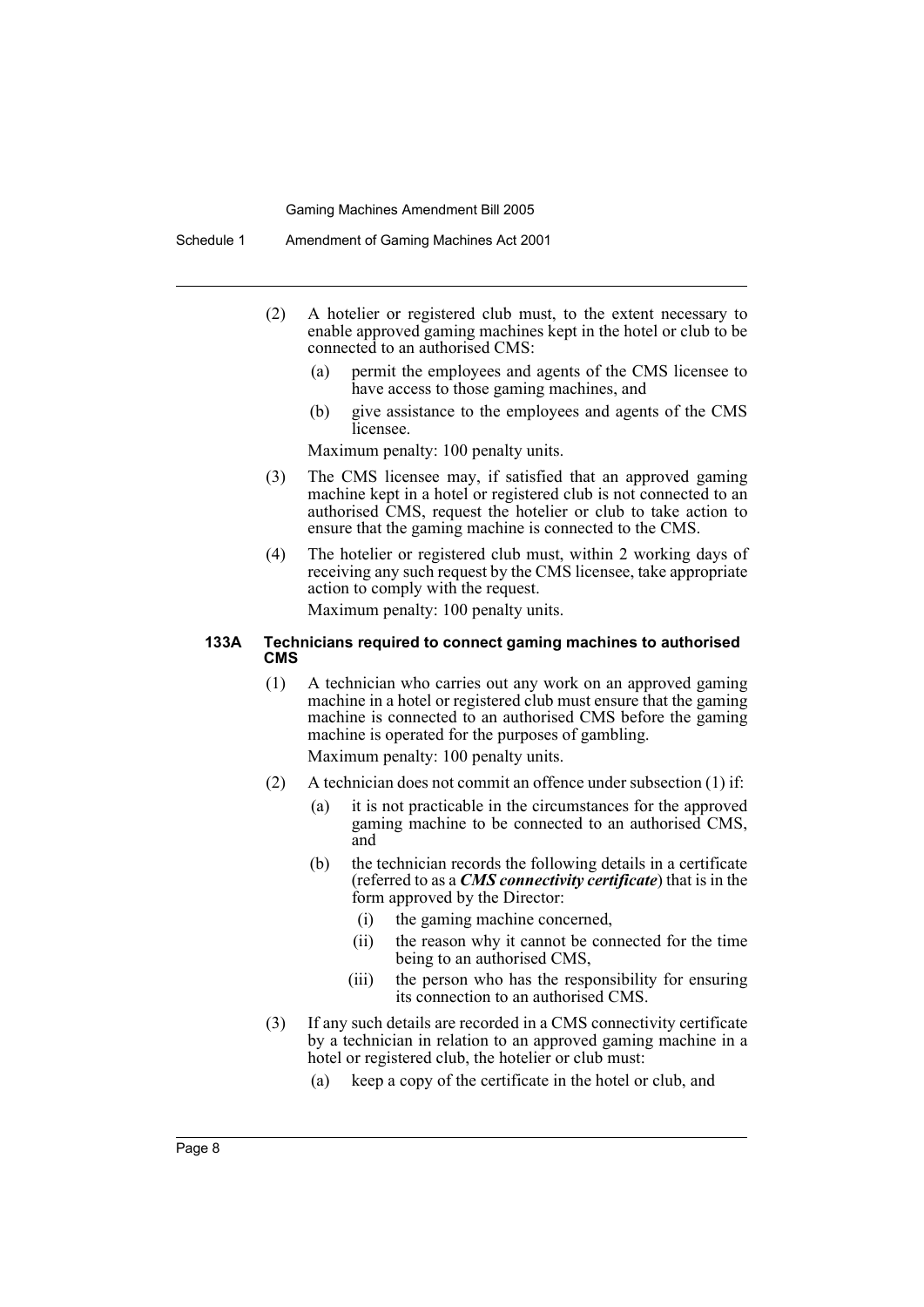(2) A hotelier or registered club must, to the extent necessary to enable approved gaming machines kept in the hotel or club to be connected to an authorised CMS:

- (a) permit the employees and agents of the CMS licensee to have access to those gaming machines, and
- (b) give assistance to the employees and agents of the CMS licensee.

Maximum penalty: 100 penalty units.

(3) The CMS licensee may, if satisfied that an approved gaming machine kept in a hotel or registered club is not connected to an authorised CMS, request the hotelier or club to take action to ensure that the gaming machine is connected to the CMS.

(4) The hotelier or registered club must, within 2 working days of receiving any such request by the CMS licensee, take appropriate action to comply with the request.

Maximum penalty: 100 penalty units.

#### 133A Technicians required to connect gaming machines to authorised CMS

(1) A technician who carries out any work on an approved gaming machine in a hotel or registered club must ensure that the gaming machine is connected to an authorised CMS before the gaming machine is operated for the purposes of gambling.

Maximum penalty: 100 penalty units.

(2) A technician does not commit an offence under subsection (1) if:

- (a) it is not practicable in the circumstances for the approved gaming machine to be connected to an authorised CMS, and
- (b) the technician records the following details in a certificate (referred to as a ***CMS connectivity certificate***) that is in the form approved by the Director:
  - (i) the gaming machine concerned,
  - (ii) the reason why it cannot be connected for the time being to an authorised CMS,
  - (iii) the person who has the responsibility for ensuring its connection to an authorised CMS.

(3) If any such details are recorded in a CMS connectivity certificate by a technician in relation to an approved gaming machine in a hotel or registered club, the hotelier or club must:

- (a) keep a copy of the certificate in the hotel or club, and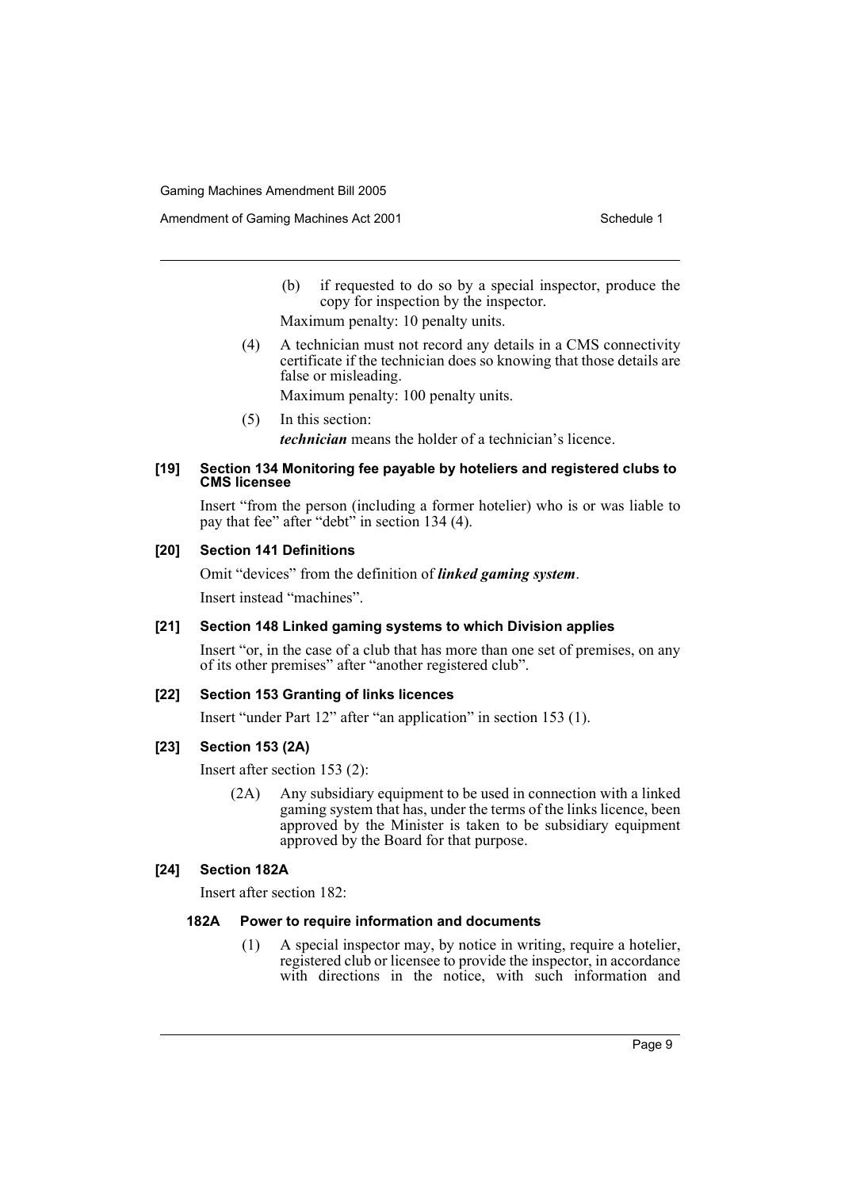(b) if requested to do so by a special inspector, produce the copy for inspection by the inspector.

Maximum penalty: 10 penalty units.

(4) A technician must not record any details in a CMS connectivity certificate if the technician does so knowing that those details are false or misleading.

Maximum penalty: 100 penalty units.

(5) In this section:

***technician*** means the holder of a technician's licence.

#### [19] Section 134 Monitoring fee payable by hoteliers and registered clubs to CMS licensee

Insert "from the person (including a former hotelier) who is or was liable to pay that fee" after "debt" in section 134 (4).

#### [20] Section 141 Definitions

Omit "devices" from the definition of ***linked gaming system***.

Insert instead "machines".

#### [21] Section 148 Linked gaming systems to which Division applies

Insert "or, in the case of a club that has more than one set of premises, on any of its other premises" after "another registered club".

#### [22] Section 153 Granting of links licences

Insert "under Part 12" after "an application" in section 153 (1).

#### [23] Section 153 (2A)

Insert after section 153 (2):

(2A) Any subsidiary equipment to be used in connection with a linked gaming system that has, under the terms of the links licence, been approved by the Minister is taken to be subsidiary equipment approved by the Board for that purpose.

#### [24] Section 182A

Insert after section 182:

##### 182A Power to require information and documents

(1) A special inspector may, by notice in writing, require a hotelier, registered club or licensee to provide the inspector, in accordance with directions in the notice, with such information and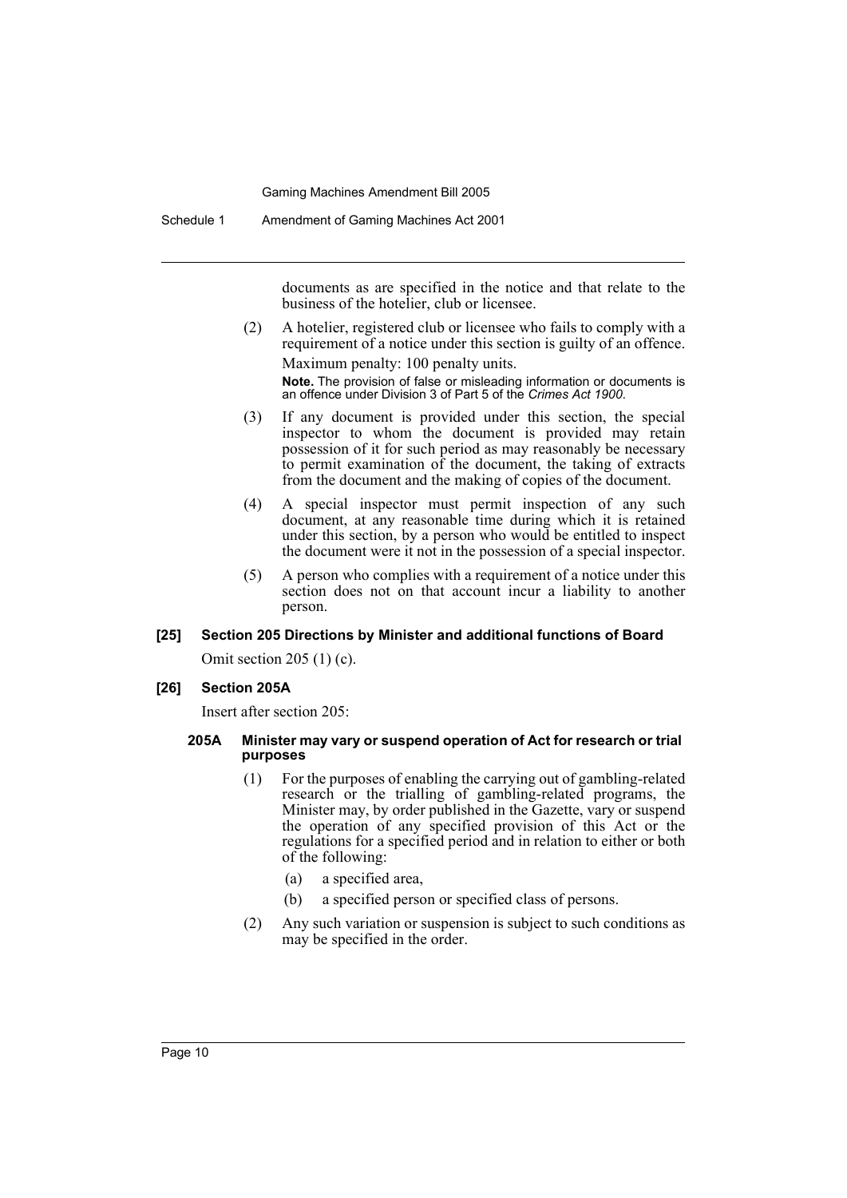documents as are specified in the notice and that relate to the business of the hotelier, club or licensee.

(2) A hotelier, registered club or licensee who fails to comply with a requirement of a notice under this section is guilty of an offence.

Maximum penalty: 100 penalty units.

**Note.** The provision of false or misleading information or documents is an offence under Division 3 of Part 5 of the *Crimes Act 1900*.

(3) If any document is provided under this section, the special inspector to whom the document is provided may retain possession of it for such period as may reasonably be necessary to permit examination of the document, the taking of extracts from the document and the making of copies of the document.

(4) A special inspector must permit inspection of any such document, at any reasonable time during which it is retained under this section, by a person who would be entitled to inspect the document were it not in the possession of a special inspector.

(5) A person who complies with a requirement of a notice under this section does not on that account incur a liability to another person.

**[25] Section 205 Directions by Minister and additional functions of Board**

Omit section 205 (1) (c).

**[26] Section 205A**

Insert after section 205:

**205A Minister may vary or suspend operation of Act for research or trial purposes**

(1) For the purposes of enabling the carrying out of gambling-related research or the trialling of gambling-related programs, the Minister may, by order published in the Gazette, vary or suspend the operation of any specified provision of this Act or the regulations for a specified period and in relation to either or both of the following:

(a) a specified area,

(b) a specified person or specified class of persons.

(2) Any such variation or suspension is subject to such conditions as may be specified in the order.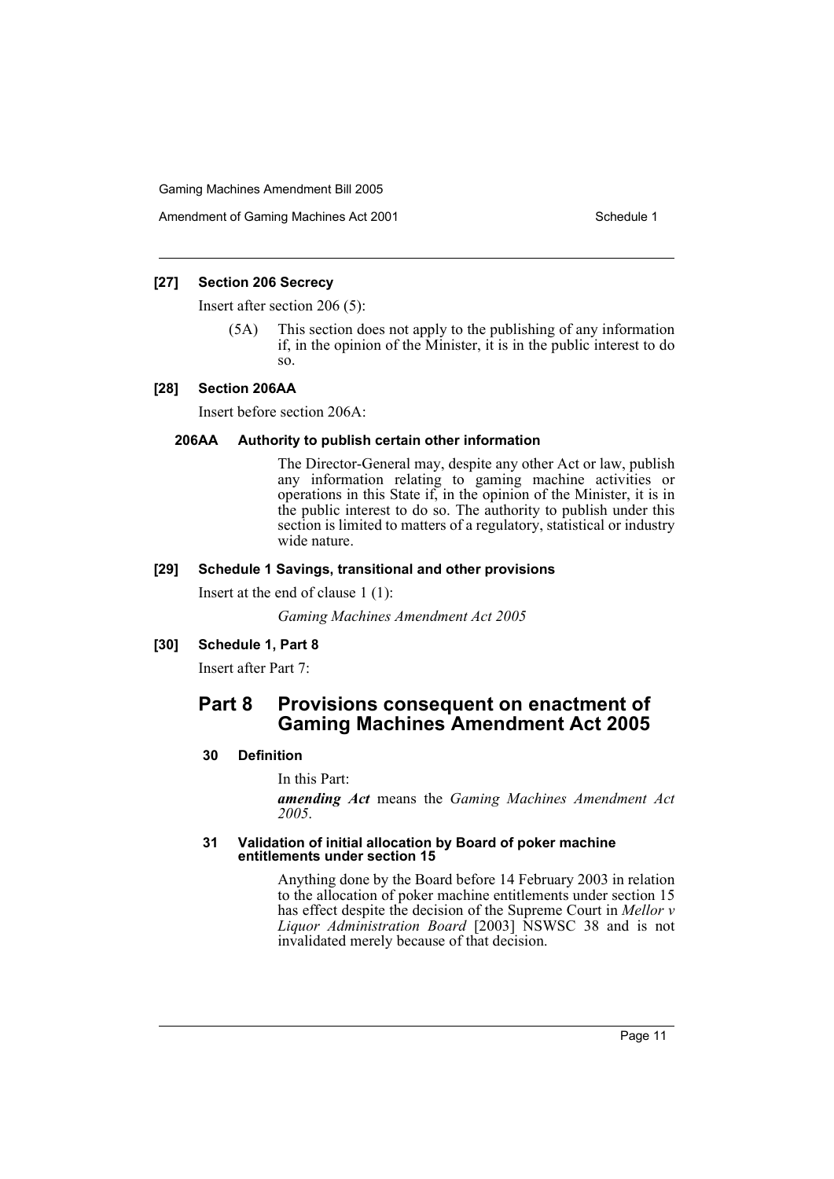**[27] Section 206 Secrecy**

Insert after section 206 (5):

(5A) This section does not apply to the publishing of any information if, in the opinion of the Minister, it is in the public interest to do so.

**[28] Section 206AA**

Insert before section 206A:

**206AA Authority to publish certain other information**

The Director-General may, despite any other Act or law, publish any information relating to gaming machine activities or operations in this State if, in the opinion of the Minister, it is in the public interest to do so. The authority to publish under this section is limited to matters of a regulatory, statistical or industry wide nature.

**[29] Schedule 1 Savings, transitional and other provisions**

Insert at the end of clause 1 (1):

*Gaming Machines Amendment Act 2005*

**[30] Schedule 1, Part 8**

Insert after Part 7:

## Part 8 Provisions consequent on enactment of Gaming Machines Amendment Act 2005

**30 Definition**

In this Part:

***amending Act*** means the *Gaming Machines Amendment Act 2005*.

**31 Validation of initial allocation by Board of poker machine entitlements under section 15**

Anything done by the Board before 14 February 2003 in relation to the allocation of poker machine entitlements under section 15 has effect despite the decision of the Supreme Court in *Mellor v Liquor Administration Board* [2003] NSWSC 38 and is not invalidated merely because of that decision.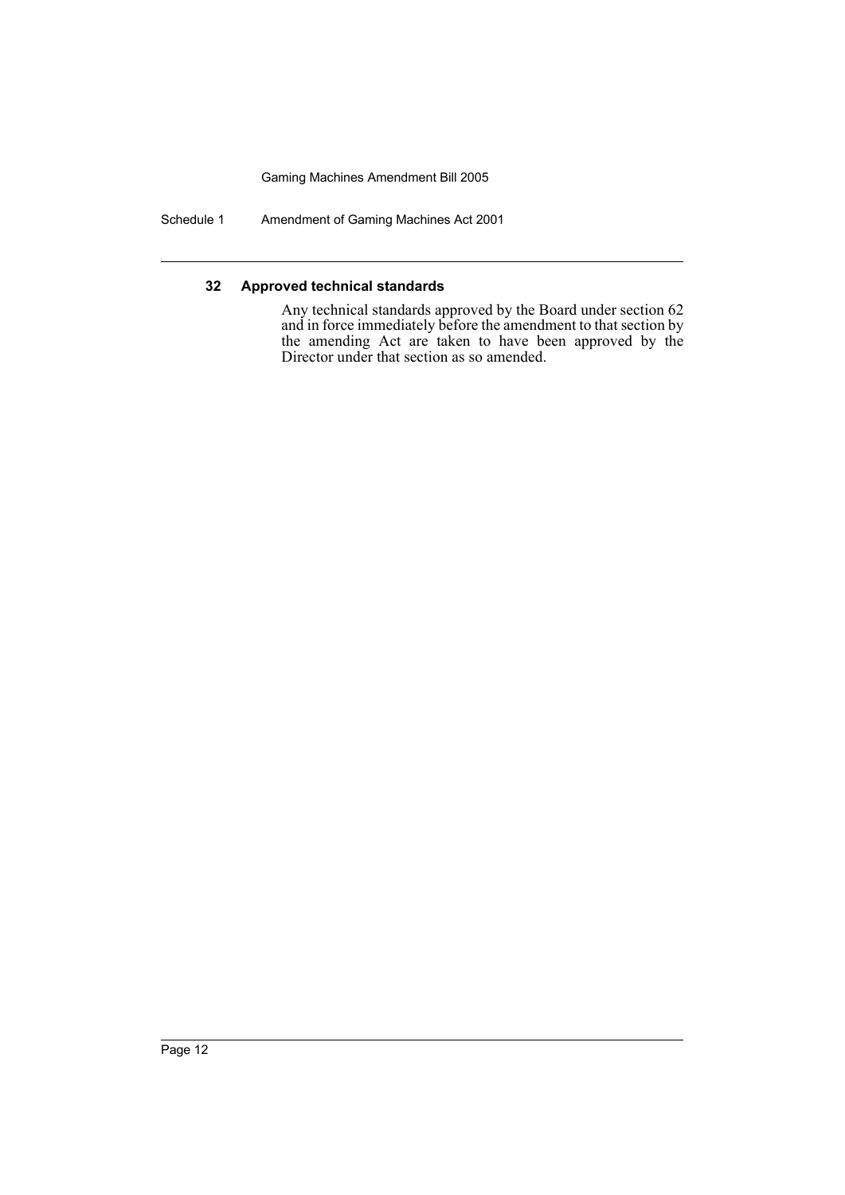#### 32 Approved technical standards

Any technical standards approved by the Board under section 62 and in force immediately before the amendment to that section by the amending Act are taken to have been approved by the Director under that section as so amended.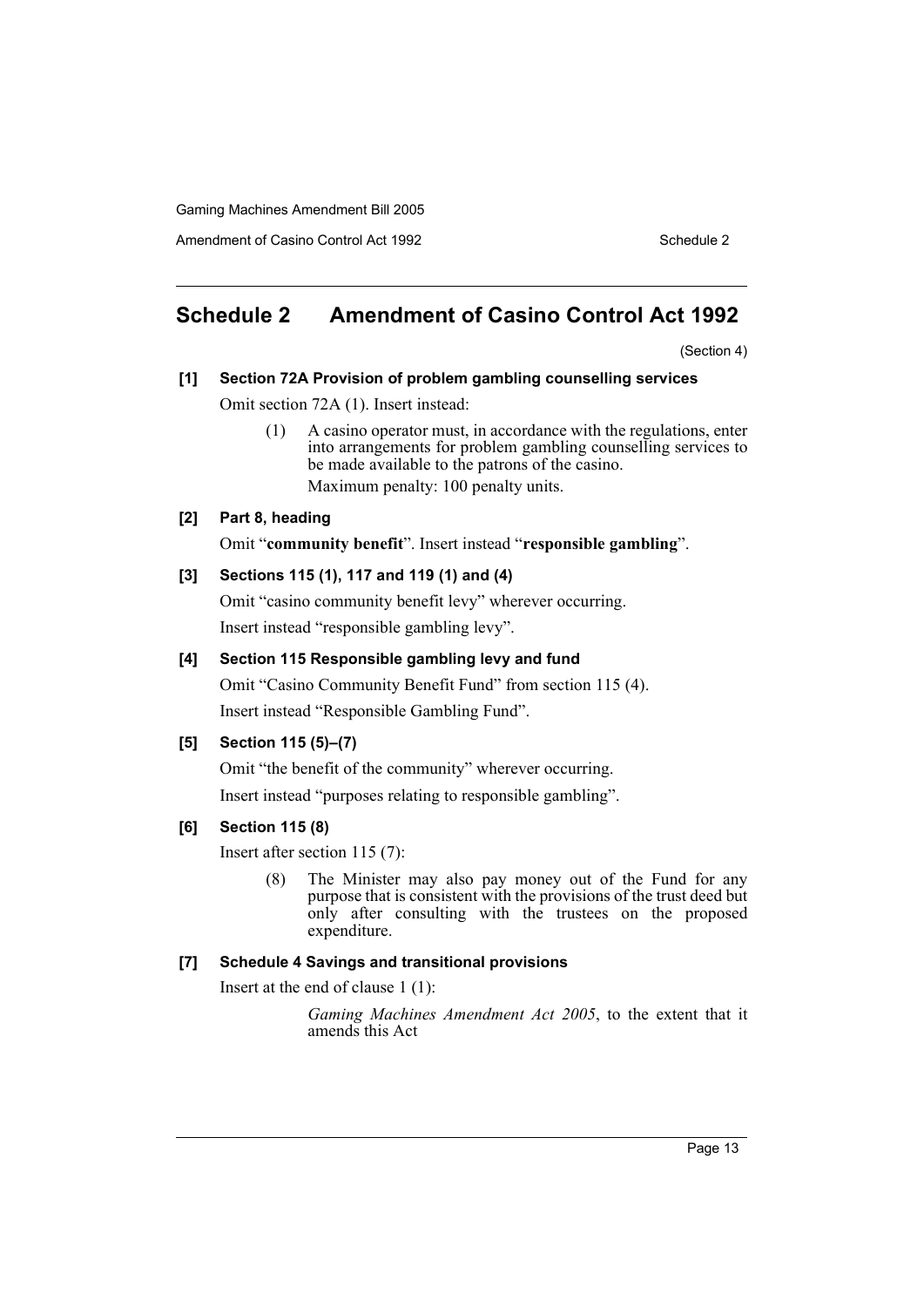## Schedule 2 Amendment of Casino Control Act 1992

(Section 4)

### [1] Section 72A Provision of problem gambling counselling services

Omit section 72A (1). Insert instead:

> (1) A casino operator must, in accordance with the regulations, enter into arrangements for problem gambling counselling services to be made available to the patrons of the casino.
>
> Maximum penalty: 100 penalty units.

### [2] Part 8, heading

Omit "**community benefit**". Insert instead "**responsible gambling**".

### [3] Sections 115 (1), 117 and 119 (1) and (4)

Omit "casino community benefit levy" wherever occurring.

Insert instead "responsible gambling levy".

### [4] Section 115 Responsible gambling levy and fund

Omit "Casino Community Benefit Fund" from section 115 (4).

Insert instead "Responsible Gambling Fund".

### [5] Section 115 (5)–(7)

Omit "the benefit of the community" wherever occurring.

Insert instead "purposes relating to responsible gambling".

### [6] Section 115 (8)

Insert after section 115 (7):

> (8) The Minister may also pay money out of the Fund for any purpose that is consistent with the provisions of the trust deed but only after consulting with the trustees on the proposed expenditure.

### [7] Schedule 4 Savings and transitional provisions

Insert at the end of clause 1 (1):

> *Gaming Machines Amendment Act 2005*, to the extent that it amends this Act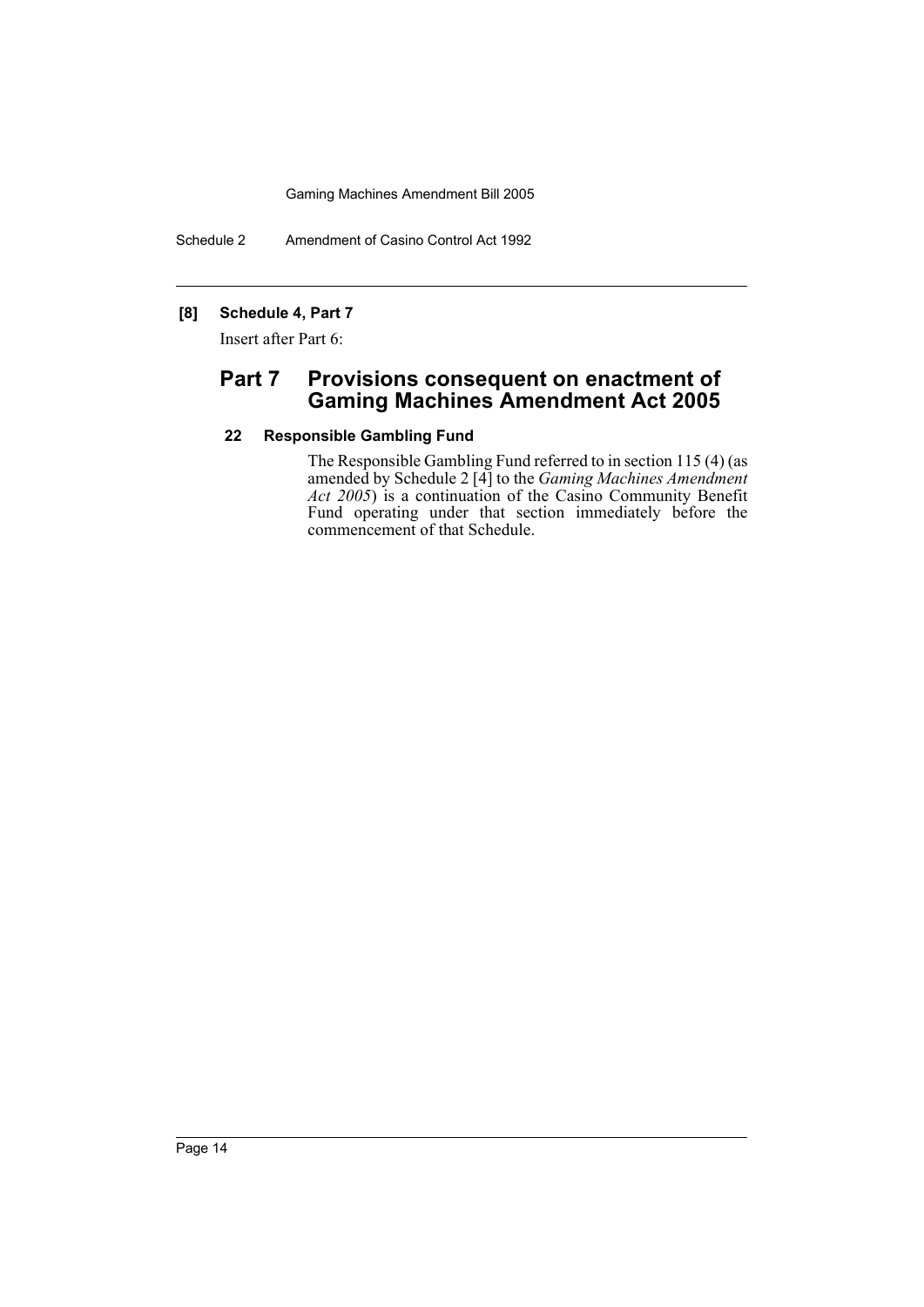**[8] Schedule 4, Part 7**

Insert after Part 6:

## Part 7 Provisions consequent on enactment of Gaming Machines Amendment Act 2005

### 22 Responsible Gambling Fund

The Responsible Gambling Fund referred to in section 115 (4) (as amended by Schedule 2 [4] to the *Gaming Machines Amendment Act 2005*) is a continuation of the Casino Community Benefit Fund operating under that section immediately before the commencement of that Schedule.